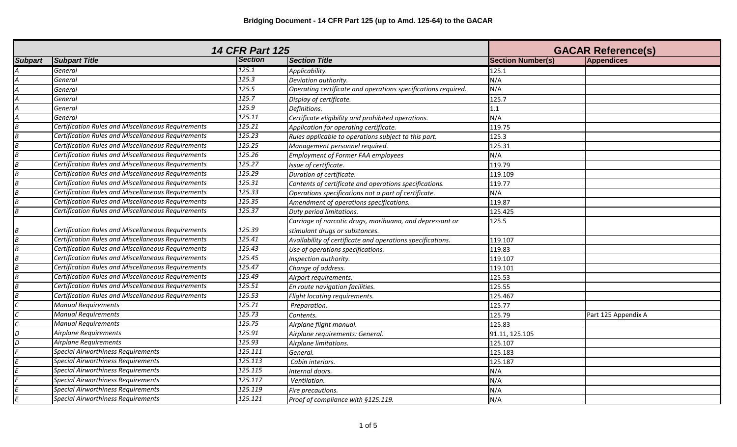# Bridging Document - 14 CFR Part 125 (up to Amd. 125-64) to the GACAR

| 14 CFR Part 125 | | | | GACAR Reference(s) | |
|---|---|---|---|---|---|
| **Subpart** | **Subpart Title** | **Section** | **Section Title** | **Section Number(s)** | **Appendices** |
| A | General | 125.1 | Applicability. | 125.1 | |
| A | General | 125.3 | Deviation authority. | N/A | |
| A | General | 125.5 | Operating certificate and operations specifications required. | N/A | |
| A | General | 125.7 | Display of certificate. | 125.7 | |
| A | General | 125.9 | Definitions. | 1.1 | |
| A | General | 125.11 | Certificate eligibility and prohibited operations. | N/A | |
| B | Certification Rules and Miscellaneous Requirements | 125.21 | Application for operating certificate. | 119.75 | |
| B | Certification Rules and Miscellaneous Requirements | 125.23 | Rules applicable to operations subject to this part. | 125.3 | |
| B | Certification Rules and Miscellaneous Requirements | 125.25 | Management personnel required. | 125.31 | |
| B | Certification Rules and Miscellaneous Requirements | 125.26 | Employment of Former FAA employees | N/A | |
| B | Certification Rules and Miscellaneous Requirements | 125.27 | Issue of certificate. | 119.79 | |
| B | Certification Rules and Miscellaneous Requirements | 125.29 | Duration of certificate. | 119.109 | |
| B | Certification Rules and Miscellaneous Requirements | 125.31 | Contents of certificate and operations specifications. | 119.77 | |
| B | Certification Rules and Miscellaneous Requirements | 125.33 | Operations specifications not a part of certificate. | N/A | |
| B | Certification Rules and Miscellaneous Requirements | 125.35 | Amendment of operations specifications. | 119.87 | |
| B | Certification Rules and Miscellaneous Requirements | 125.37 | Duty period limitations. | 125.425 | |
| B | Certification Rules and Miscellaneous Requirements | 125.39 | Carriage of narcotic drugs, marihuana, and depressant or stimulant drugs or substances. | 125.5 | |
| B | Certification Rules and Miscellaneous Requirements | 125.41 | Availability of certificate and operations specifications. | 119.107 | |
| B | Certification Rules and Miscellaneous Requirements | 125.43 | Use of operations specifications. | 119.83 | |
| B | Certification Rules and Miscellaneous Requirements | 125.45 | Inspection authority. | 119.107 | |
| B | Certification Rules and Miscellaneous Requirements | 125.47 | Change of address. | 119.101 | |
| B | Certification Rules and Miscellaneous Requirements | 125.49 | Airport requirements. | 125.53 | |
| B | Certification Rules and Miscellaneous Requirements | 125.51 | En route navigation facilities. | 125.55 | |
| B | Certification Rules and Miscellaneous Requirements | 125.53 | Flight locating requirements. | 125.467 | |
| C | Manual Requirements | 125.71 | Preparation. | 125.77 | |
| C | Manual Requirements | 125.73 | Contents. | 125.79 | Part 125 Appendix A |
| C | Manual Requirements | 125.75 | Airplane flight manual. | 125.83 | |
| D | Airplane Requirements | 125.91 | Airplane requirements: General. | 91.11, 125.105 | |
| D | Airplane Requirements | 125.93 | Airplane limitations. | 125.107 | |
| E | Special Airworthiness Requirements | 125.111 | General. | 125.183 | |
| E | Special Airworthiness Requirements | 125.113 | Cabin interiors. | 125.187 | |
| E | Special Airworthiness Requirements | 125.115 | Internal doors. | N/A | |
| E | Special Airworthiness Requirements | 125.117 | Ventilation. | N/A | |
| E | Special Airworthiness Requirements | 125.119 | Fire precautions. | N/A | |
| E | Special Airworthiness Requirements | 125.121 | Proof of compliance with §125.119. | N/A | |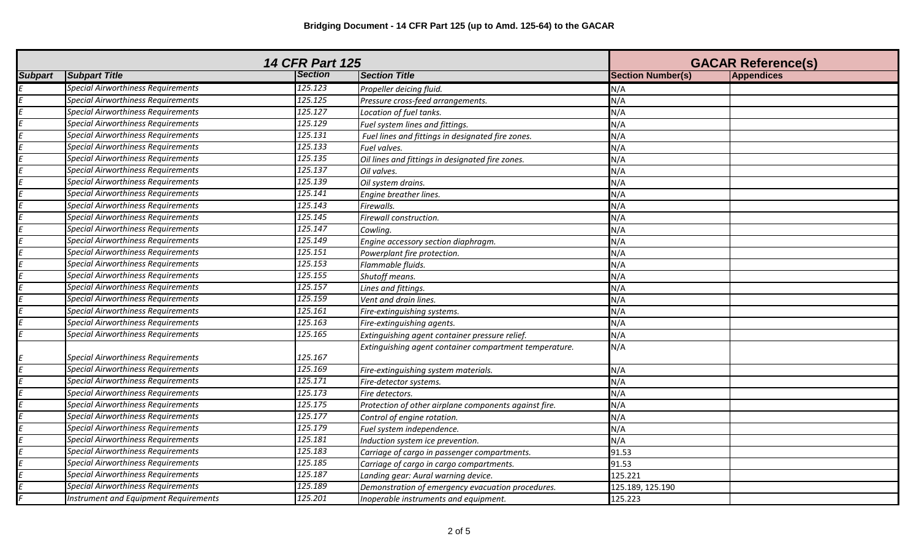## Bridging Document - 14 CFR Part 125 (up to Amd. 125-64) to the GACAR

| 14 CFR Part 125 | | | | GACAR Reference(s) | |
|---|---|---|---|---|---|
| **Subpart** | **Subpart Title** | **Section** | **Section Title** | **Section Number(s)** | **Appendices** |
| E | Special Airworthiness Requirements | 125.123 | Propeller deicing fluid. | N/A | |
| E | Special Airworthiness Requirements | 125.125 | Pressure cross-feed arrangements. | N/A | |
| E | Special Airworthiness Requirements | 125.127 | Location of fuel tanks. | N/A | |
| E | Special Airworthiness Requirements | 125.129 | Fuel system lines and fittings. | N/A | |
| E | Special Airworthiness Requirements | 125.131 | Fuel lines and fittings in designated fire zones. | N/A | |
| E | Special Airworthiness Requirements | 125.133 | Fuel valves. | N/A | |
| E | Special Airworthiness Requirements | 125.135 | Oil lines and fittings in designated fire zones. | N/A | |
| E | Special Airworthiness Requirements | 125.137 | Oil valves. | N/A | |
| E | Special Airworthiness Requirements | 125.139 | Oil system drains. | N/A | |
| E | Special Airworthiness Requirements | 125.141 | Engine breather lines. | N/A | |
| E | Special Airworthiness Requirements | 125.143 | Firewalls. | N/A | |
| E | Special Airworthiness Requirements | 125.145 | Firewall construction. | N/A | |
| E | Special Airworthiness Requirements | 125.147 | Cowling. | N/A | |
| E | Special Airworthiness Requirements | 125.149 | Engine accessory section diaphragm. | N/A | |
| E | Special Airworthiness Requirements | 125.151 | Powerplant fire protection. | N/A | |
| E | Special Airworthiness Requirements | 125.153 | Flammable fluids. | N/A | |
| E | Special Airworthiness Requirements | 125.155 | Shutoff means. | N/A | |
| E | Special Airworthiness Requirements | 125.157 | Lines and fittings. | N/A | |
| E | Special Airworthiness Requirements | 125.159 | Vent and drain lines. | N/A | |
| E | Special Airworthiness Requirements | 125.161 | Fire-extinguishing systems. | N/A | |
| E | Special Airworthiness Requirements | 125.163 | Fire-extinguishing agents. | N/A | |
| E | Special Airworthiness Requirements | 125.165 | Extinguishing agent container pressure relief. | N/A | |
| E | Special Airworthiness Requirements | 125.167 | Extinguishing agent container compartment temperature. | N/A | |
| E | Special Airworthiness Requirements | 125.169 | Fire-extinguishing system materials. | N/A | |
| E | Special Airworthiness Requirements | 125.171 | Fire-detector systems. | N/A | |
| E | Special Airworthiness Requirements | 125.173 | Fire detectors. | N/A | |
| E | Special Airworthiness Requirements | 125.175 | Protection of other airplane components against fire. | N/A | |
| E | Special Airworthiness Requirements | 125.177 | Control of engine rotation. | N/A | |
| E | Special Airworthiness Requirements | 125.179 | Fuel system independence. | N/A | |
| E | Special Airworthiness Requirements | 125.181 | Induction system ice prevention. | N/A | |
| E | Special Airworthiness Requirements | 125.183 | Carriage of cargo in passenger compartments. | 91.53 | |
| E | Special Airworthiness Requirements | 125.185 | Carriage of cargo in cargo compartments. | 91.53 | |
| E | Special Airworthiness Requirements | 125.187 | Landing gear: Aural warning device. | 125.221 | |
| E | Special Airworthiness Requirements | 125.189 | Demonstration of emergency evacuation procedures. | 125.189, 125.190 | |
| F | Instrument and Equipment Requirements | 125.201 | Inoperable instruments and equipment. | 125.223 | |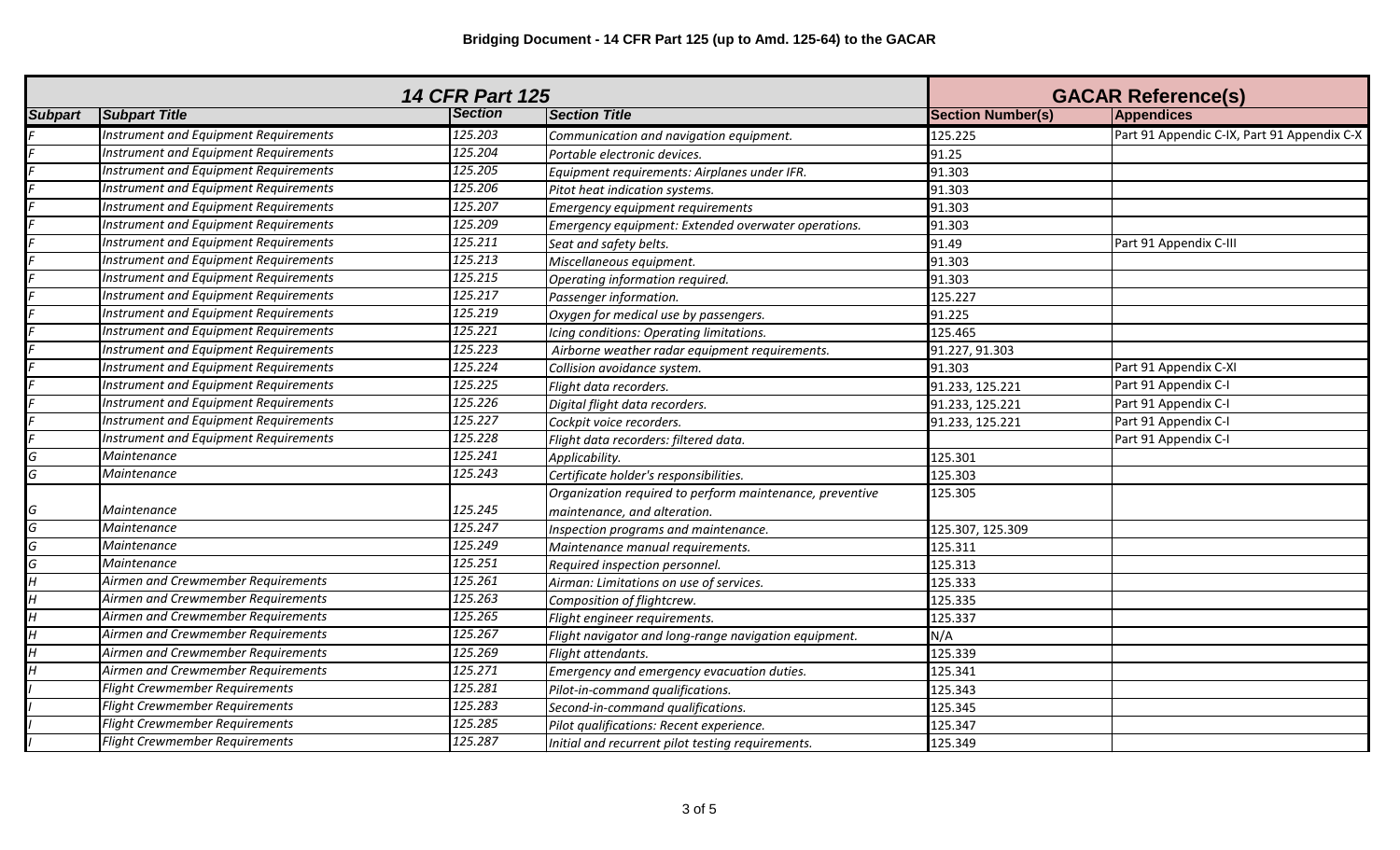**Bridging Document - 14 CFR Part 125 (up to Amd. 125-64) to the GACAR**

| *14 CFR Part 125* | | | | GACAR Reference(s) | |
|---|---|---|---|---|---|
| **Subpart** | **Subpart Title** | **Section** | **Section Title** | **Section Number(s)** | **Appendices** |
| *F* | *Instrument and Equipment Requirements* | *125.203* | *Communication and navigation equipment.* | 125.225 | Part 91 Appendic C-IX, Part 91 Appendix C-X |
| *F* | *Instrument and Equipment Requirements* | *125.204* | *Portable electronic devices.* | 91.25 | |
| *F* | *Instrument and Equipment Requirements* | *125.205* | *Equipment requirements: Airplanes under IFR.* | 91.303 | |
| *F* | *Instrument and Equipment Requirements* | *125.206* | *Pitot heat indication systems.* | 91.303 | |
| *F* | *Instrument and Equipment Requirements* | *125.207* | *Emergency equipment requirements* | 91.303 | |
| *F* | *Instrument and Equipment Requirements* | *125.209* | *Emergency equipment: Extended overwater operations.* | 91.303 | |
| *F* | *Instrument and Equipment Requirements* | *125.211* | *Seat and safety belts.* | 91.49 | Part 91 Appendix C-III |
| *F* | *Instrument and Equipment Requirements* | *125.213* | *Miscellaneous equipment.* | 91.303 | |
| *F* | *Instrument and Equipment Requirements* | *125.215* | *Operating information required.* | 91.303 | |
| *F* | *Instrument and Equipment Requirements* | *125.217* | *Passenger information.* | 125.227 | |
| *F* | *Instrument and Equipment Requirements* | *125.219* | *Oxygen for medical use by passengers.* | 91.225 | |
| *F* | *Instrument and Equipment Requirements* | *125.221* | *Icing conditions: Operating limitations.* | 125.465 | |
| *F* | *Instrument and Equipment Requirements* | *125.223* | *Airborne weather radar equipment requirements.* | 91.227, 91.303 | |
| *F* | *Instrument and Equipment Requirements* | *125.224* | *Collision avoidance system.* | 91.303 | Part 91 Appendix C-XI |
| *F* | *Instrument and Equipment Requirements* | *125.225* | *Flight data recorders.* | 91.233, 125.221 | Part 91 Appendix C-I |
| *F* | *Instrument and Equipment Requirements* | *125.226* | *Digital flight data recorders.* | 91.233, 125.221 | Part 91 Appendix C-I |
| *F* | *Instrument and Equipment Requirements* | *125.227* | *Cockpit voice recorders.* | 91.233, 125.221 | Part 91 Appendix C-I |
| *F* | *Instrument and Equipment Requirements* | *125.228* | *Flight data recorders: filtered data.* | | Part 91 Appendix C-I |
| *G* | *Maintenance* | *125.241* | *Applicability.* | 125.301 | |
| *G* | *Maintenance* | *125.243* | *Certificate holder's responsibilities.* | 125.303 | |
| *G* | *Maintenance* | *125.245* | *Organization required to perform maintenance, preventive maintenance, and alteration.* | 125.305 | |
| *G* | *Maintenance* | *125.247* | *Inspection programs and maintenance.* | 125.307, 125.309 | |
| *G* | *Maintenance* | *125.249* | *Maintenance manual requirements.* | 125.311 | |
| *G* | *Maintenance* | *125.251* | *Required inspection personnel.* | 125.313 | |
| *H* | *Airmen and Crewmember Requirements* | *125.261* | *Airman: Limitations on use of services.* | 125.333 | |
| *H* | *Airmen and Crewmember Requirements* | *125.263* | *Composition of flightcrew.* | 125.335 | |
| *H* | *Airmen and Crewmember Requirements* | *125.265* | *Flight engineer requirements.* | 125.337 | |
| *H* | *Airmen and Crewmember Requirements* | *125.267* | *Flight navigator and long-range navigation equipment.* | N/A | |
| *H* | *Airmen and Crewmember Requirements* | *125.269* | *Flight attendants.* | 125.339 | |
| *H* | *Airmen and Crewmember Requirements* | *125.271* | *Emergency and emergency evacuation duties.* | 125.341 | |
| *I* | *Flight Crewmember Requirements* | *125.281* | *Pilot-in-command qualifications.* | 125.343 | |
| *I* | *Flight Crewmember Requirements* | *125.283* | *Second-in-command qualifications.* | 125.345 | |
| *I* | *Flight Crewmember Requirements* | *125.285* | *Pilot qualifications: Recent experience.* | 125.347 | |
| *I* | *Flight Crewmember Requirements* | *125.287* | *Initial and recurrent pilot testing requirements.* | 125.349 | |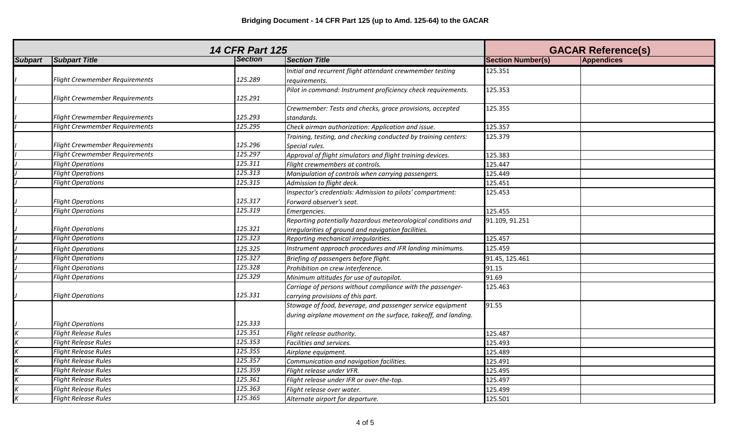**Bridging Document - 14 CFR Part 125 (up to Amd. 125-64) to the GACAR**

| 14 CFR Part 125 | | | | GACAR Reference(s) | |
|---|---|---|---|---|---|
| **Subpart** | **Subpart Title** | **Section** | **Section Title** | **Section Number(s)** | **Appendices** |
| *I* | *Flight Crewmember Requirements* | *125.289* | *Initial and recurrent flight attendant crewmember testing requirements.* | 125.351 | |
| *I* | *Flight Crewmember Requirements* | *125.291* | *Pilot in command: Instrument proficiency check requirements.* | 125.353 | |
| *I* | *Flight Crewmember Requirements* | *125.293* | *Crewmember: Tests and checks, grace provisions, accepted standards.* | 125.355 | |
| *I* | *Flight Crewmember Requirements* | *125.295* | *Check airman authorization: Application and issue.* | 125.357 | |
| *I* | *Flight Crewmember Requirements* | *125.296* | *Training, testing, and checking conducted by training centers: Special rules.* | 125.379 | |
| *I* | *Flight Crewmember Requirements* | *125.297* | *Approval of flight simulators and flight training devices.* | 125.383 | |
| *J* | *Flight Operations* | *125.311* | *Flight crewmembers at controls.* | 125.447 | |
| *J* | *Flight Operations* | *125.313* | *Manipulation of controls when carrying passengers.* | 125.449 | |
| *J* | *Flight Operations* | *125.315* | *Admission to flight deck.* | 125.451 | |
| *J* | *Flight Operations* | *125.317* | *Inspector's credentials: Admission to pilots' compartment: Forward observer's seat.* | 125.453 | |
| *J* | *Flight Operations* | *125.319* | *Emergencies.* | 125.455 | |
| *J* | *Flight Operations* | *125.321* | *Reporting potentially hazardous meteorological conditions and irregularities of ground and navigation facilities.* | 91.109, 91.251 | |
| *J* | *Flight Operations* | *125.323* | *Reporting mechanical irregularities.* | 125.457 | |
| *J* | *Flight Operations* | *125.325* | *Instrument approach procedures and IFR landing minimums.* | 125.459 | |
| *J* | *Flight Operations* | *125.327* | *Briefing of passengers before flight.* | 91.45, 125.461 | |
| *J* | *Flight Operations* | *125.328* | *Prohibition on crew interference.* | 91.15 | |
| *J* | *Flight Operations* | *125.329* | *Minimum altitudes for use of autopilot.* | 91.69 | |
| *J* | *Flight Operations* | *125.331* | *Carriage of persons without compliance with the passenger-carrying provisions of this part.* | 125.463 | |
| *J* | *Flight Operations* | *125.333* | *Stowage of food, beverage, and passenger service equipment during airplane movement on the surface, takeoff, and landing.* | 91.55 | |
| *K* | *Flight Release Rules* | *125.351* | *Flight release authority.* | 125.487 | |
| *K* | *Flight Release Rules* | *125.353* | *Facilities and services.* | 125.493 | |
| *K* | *Flight Release Rules* | *125.355* | *Airplane equipment.* | 125.489 | |
| *K* | *Flight Release Rules* | *125.357* | *Communication and navigation facilities.* | 125.491 | |
| *K* | *Flight Release Rules* | *125.359* | *Flight release under VFR.* | 125.495 | |
| *K* | *Flight Release Rules* | *125.361* | *Flight release under IFR or over-the-top.* | 125.497 | |
| *K* | *Flight Release Rules* | *125.363* | *Flight release over water.* | 125.499 | |
| *K* | *Flight Release Rules* | *125.365* | *Alternate airport for departure.* | 125.501 | |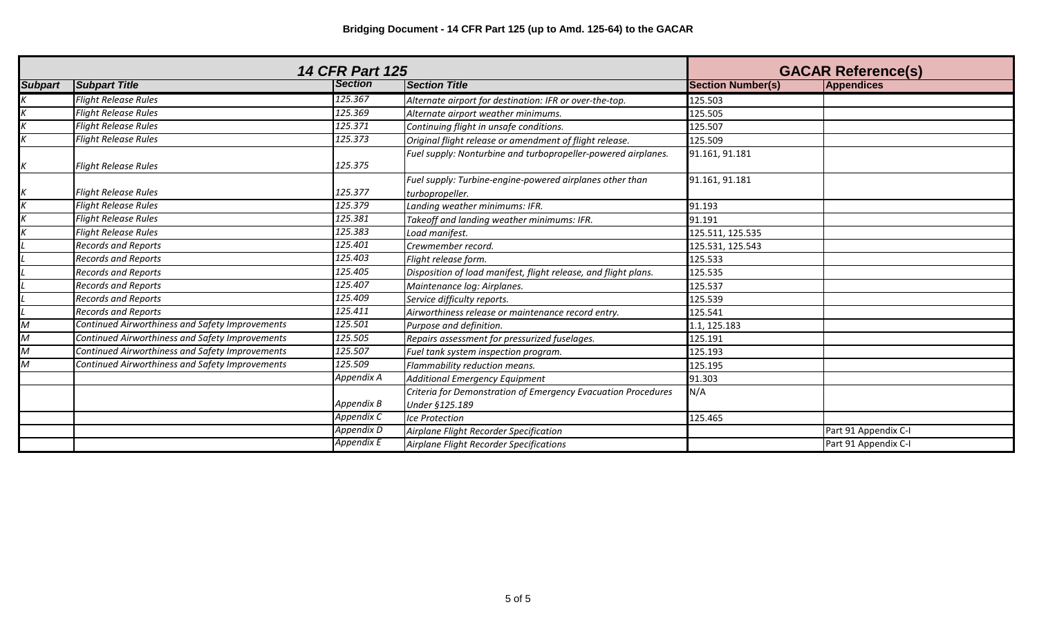**Bridging Document - 14 CFR Part 125 (up to Amd. 125-64) to the GACAR**

| *14 CFR Part 125* | | | | GACAR Reference(s) | |
|---|---|---|---|---|---|
| **Subpart** | **Subpart Title** | **Section** | **Section Title** | **Section Number(s)** | **Appendices** |
| *K* | *Flight Release Rules* | *125.367* | *Alternate airport for destination: IFR or over-the-top.* | 125.503 | |
| *K* | *Flight Release Rules* | *125.369* | *Alternate airport weather minimums.* | 125.505 | |
| *K* | *Flight Release Rules* | *125.371* | *Continuing flight in unsafe conditions.* | 125.507 | |
| *K* | *Flight Release Rules* | *125.373* | *Original flight release or amendment of flight release.* | 125.509 | |
| *K* | *Flight Release Rules* | *125.375* | *Fuel supply: Nonturbine and turbopropeller-powered airplanes.* | 91.161, 91.181 | |
| *K* | *Flight Release Rules* | *125.377* | *Fuel supply: Turbine-engine-powered airplanes other than turbopropeller.* | 91.161, 91.181 | |
| *K* | *Flight Release Rules* | *125.379* | *Landing weather minimums: IFR.* | 91.193 | |
| *K* | *Flight Release Rules* | *125.381* | *Takeoff and landing weather minimums: IFR.* | 91.191 | |
| *K* | *Flight Release Rules* | *125.383* | *Load manifest.* | 125.511, 125.535 | |
| *L* | *Records and Reports* | *125.401* | *Crewmember record.* | 125.531, 125.543 | |
| *L* | *Records and Reports* | *125.403* | *Flight release form.* | 125.533 | |
| *L* | *Records and Reports* | *125.405* | *Disposition of load manifest, flight release, and flight plans.* | 125.535 | |
| *L* | *Records and Reports* | *125.407* | *Maintenance log: Airplanes.* | 125.537 | |
| *L* | *Records and Reports* | *125.409* | *Service difficulty reports.* | 125.539 | |
| *L* | *Records and Reports* | *125.411* | *Airworthiness release or maintenance record entry.* | 125.541 | |
| *M* | *Continued Airworthiness and Safety Improvements* | *125.501* | *Purpose and definition.* | 1.1, 125.183 | |
| *M* | *Continued Airworthiness and Safety Improvements* | *125.505* | *Repairs assessment for pressurized fuselages.* | 125.191 | |
| *M* | *Continued Airworthiness and Safety Improvements* | *125.507* | *Fuel tank system inspection program.* | 125.193 | |
| *M* | *Continued Airworthiness and Safety Improvements* | *125.509* | *Flammability reduction means.* | 125.195 | |
| | | *Appendix A* | *Additional Emergency Equipment* | 91.303 | |
| | | *Appendix B* | *Criteria for Demonstration of Emergency Evacuation Procedures Under §125.189* | N/A | |
| | | *Appendix C* | *Ice Protection* | 125.465 | |
| | | *Appendix D* | *Airplane Flight Recorder Specification* | | Part 91 Appendix C-I |
| | | *Appendix E* | *Airplane Flight Recorder Specifications* | | Part 91 Appendix C-I |